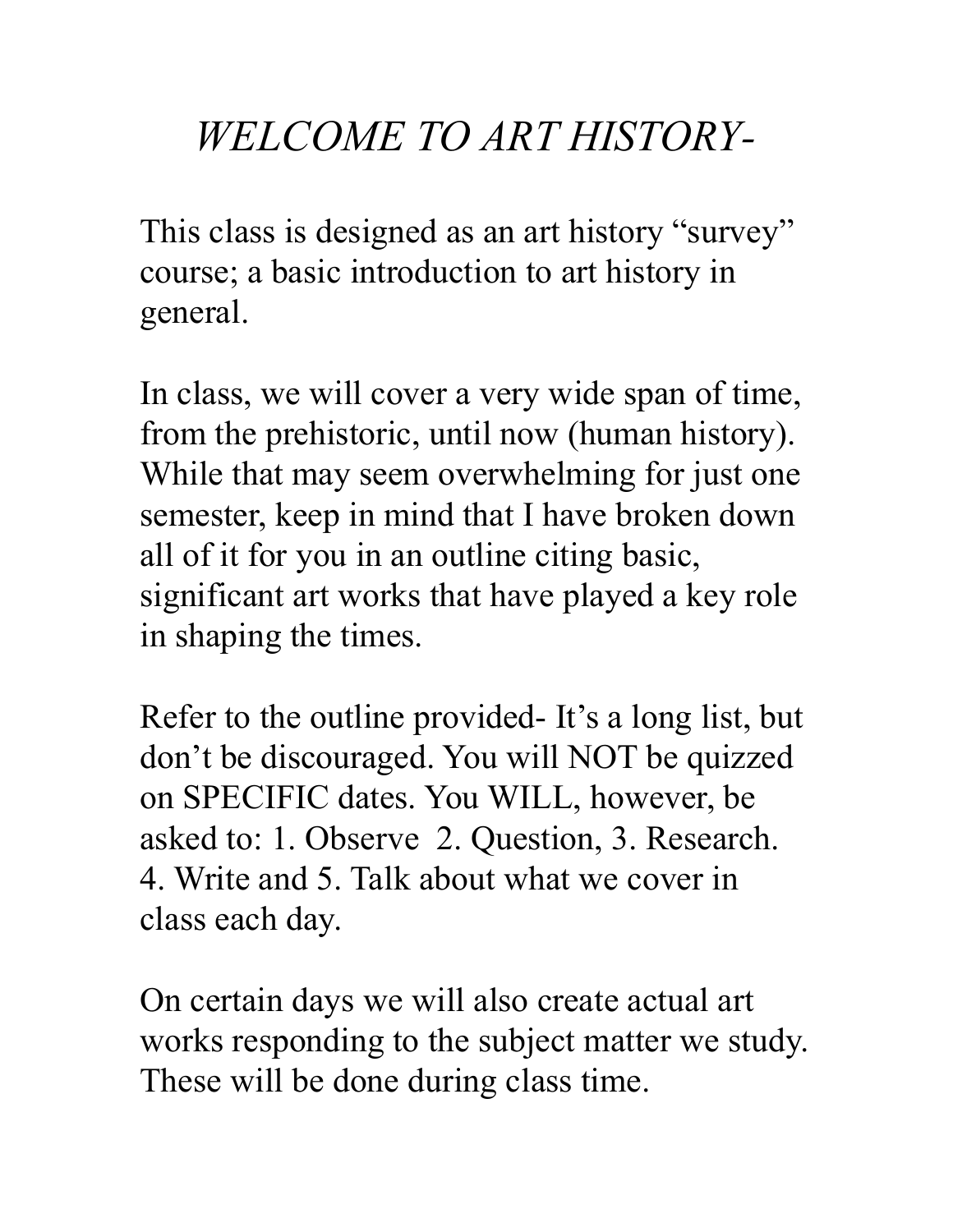# *WELCOME TO ART HISTORY-*

This class is designed as an art history "survey" course; a basic introduction to art history in general.

In class, we will cover a very wide span of time, from the prehistoric, until now (human history). While that may seem overwhelming for just one semester, keep in mind that I have broken down all of it for you in an outline citing basic, significant art works that have played a key role in shaping the times.

Refer to the outline provided- It's a long list, but don't be discouraged. You will NOT be quizzed on SPECIFIC dates. You WILL, however, be asked to: 1. Observe 2. Question, 3. Research. 4. Write and 5. Talk about what we cover in class each day.

On certain days we will also create actual art works responding to the subject matter we study. These will be done during class time.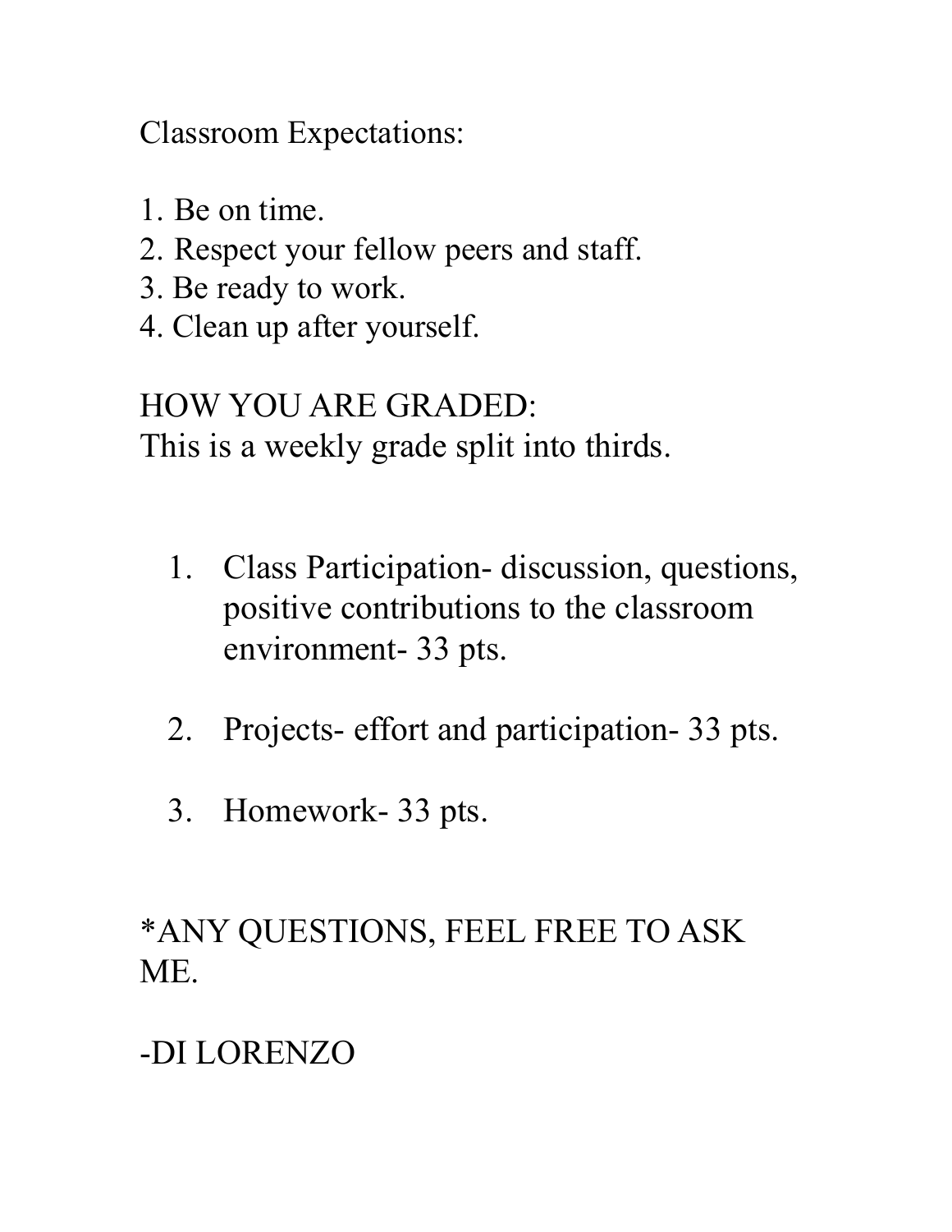Classroom Expectations:

1. Be on time.
2. Respect your fellow peers and staff.
3. Be ready to work.
4. Clean up after yourself.

HOW YOU ARE GRADED:
This is a weekly grade split into thirds.

1. Class Participation- discussion, questions, positive contributions to the classroom environment- 33 pts.

2. Projects- effort and participation- 33 pts.

3. Homework- 33 pts.

*ANY QUESTIONS, FEEL FREE TO ASK ME.

-DI LORENZO